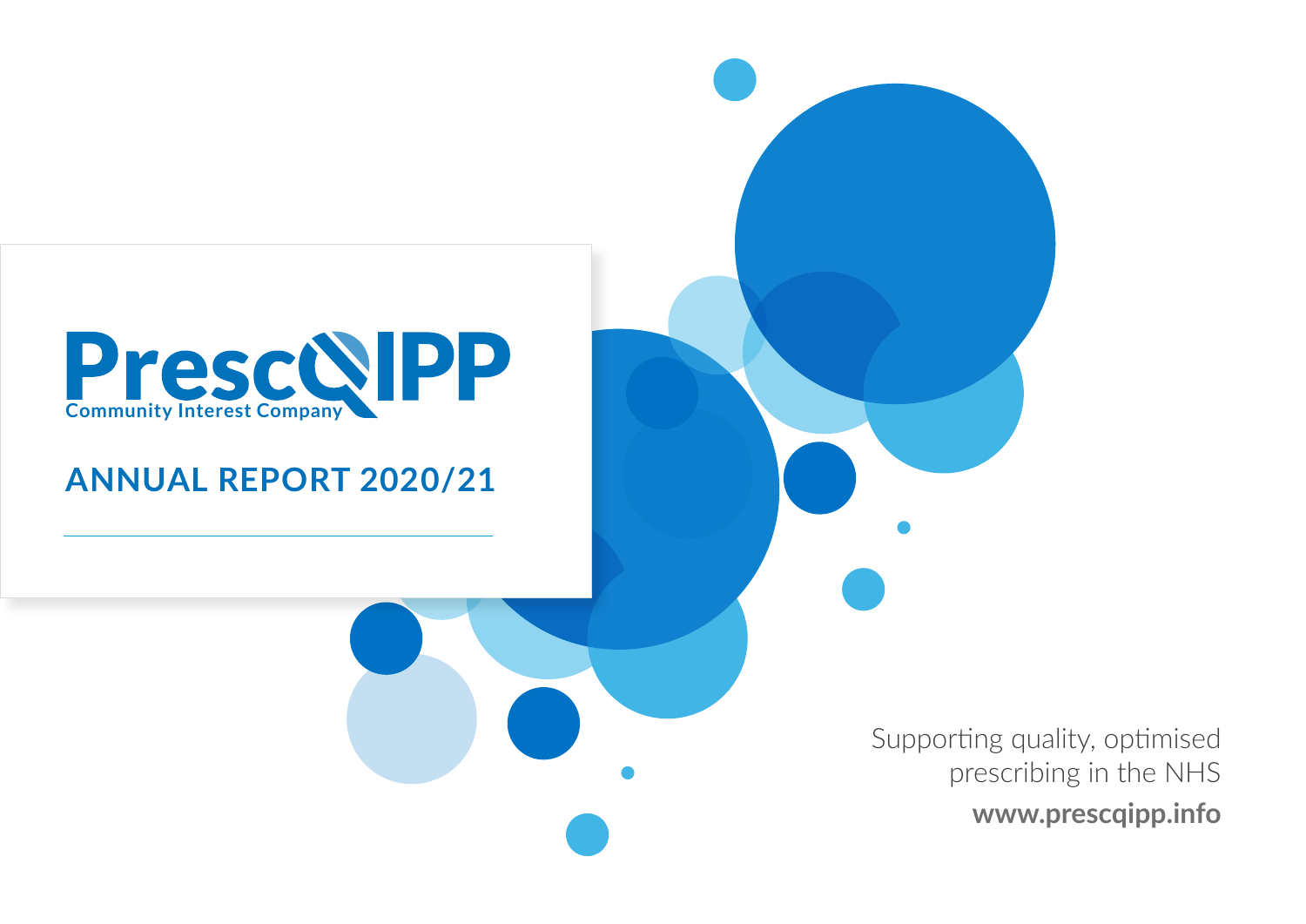# PrescQIPP

Community Interest Company

## ANNUAL REPORT 2020/21

Supporting quality, optimised prescribing in the NHS

**www.prescqipp.info**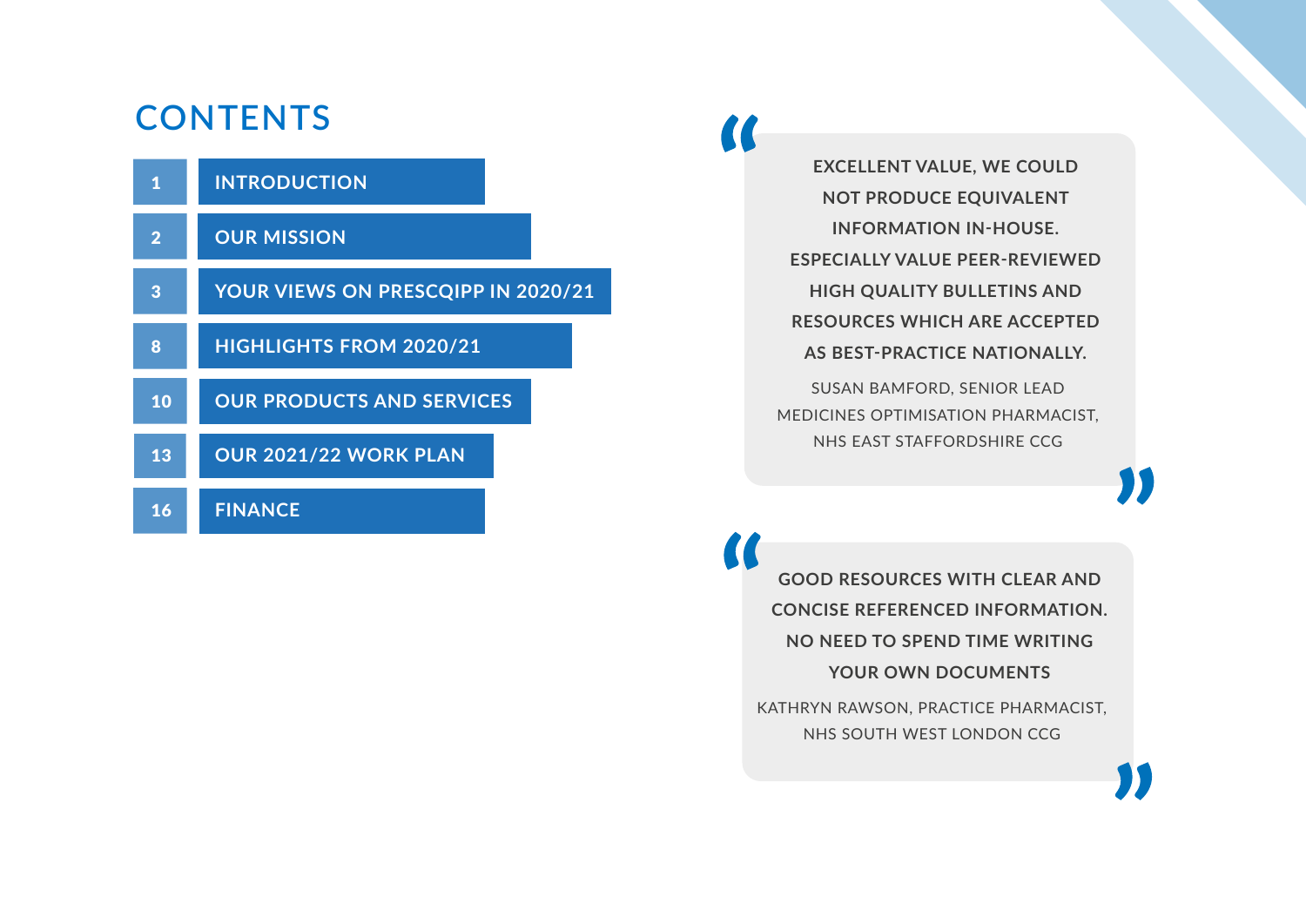# CONTENTS

| | |
|---|---|
| 1 | INTRODUCTION |
| 2 | OUR MISSION |
| 3 | YOUR VIEWS ON PRESCQIPP IN 2020/21 |
| 8 | HIGHLIGHTS FROM 2020/21 |
| 10 | OUR PRODUCTS AND SERVICES |
| 13 | OUR 2021/22 WORK PLAN |
| 16 | FINANCE |

> **EXCELLENT VALUE, WE COULD NOT PRODUCE EQUIVALENT INFORMATION IN-HOUSE. ESPECIALLY VALUE PEER-REVIEWED HIGH QUALITY BULLETINS AND RESOURCES WHICH ARE ACCEPTED AS BEST-PRACTICE NATIONALLY.**
>
> SUSAN BAMFORD, SENIOR LEAD MEDICINES OPTIMISATION PHARMACIST, NHS EAST STAFFORDSHIRE CCG

> **GOOD RESOURCES WITH CLEAR AND CONCISE REFERENCED INFORMATION. NO NEED TO SPEND TIME WRITING YOUR OWN DOCUMENTS**
>
> KATHRYN RAWSON, PRACTICE PHARMACIST, NHS SOUTH WEST LONDON CCG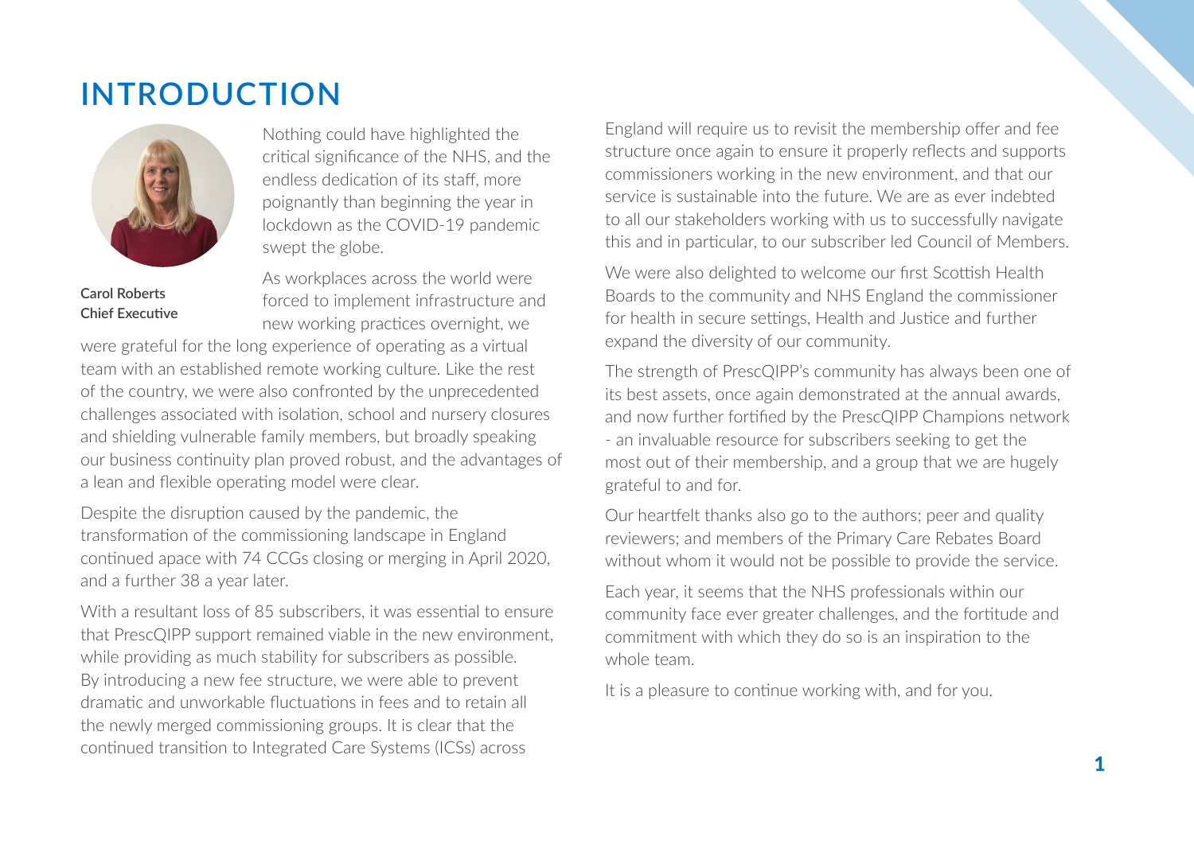# INTRODUCTION

**Carol Roberts**
**Chief Executive**

Nothing could have highlighted the critical significance of the NHS, and the endless dedication of its staff, more poignantly than beginning the year in lockdown as the COVID-19 pandemic swept the globe.

As workplaces across the world were forced to implement infrastructure and new working practices overnight, we were grateful for the long experience of operating as a virtual team with an established remote working culture. Like the rest of the country, we were also confronted by the unprecedented challenges associated with isolation, school and nursery closures and shielding vulnerable family members, but broadly speaking our business continuity plan proved robust, and the advantages of a lean and flexible operating model were clear.

Despite the disruption caused by the pandemic, the transformation of the commissioning landscape in England continued apace with 74 CCGs closing or merging in April 2020, and a further 38 a year later.

With a resultant loss of 85 subscribers, it was essential to ensure that PrescQIPP support remained viable in the new environment, while providing as much stability for subscribers as possible. By introducing a new fee structure, we were able to prevent dramatic and unworkable fluctuations in fees and to retain all the newly merged commissioning groups. It is clear that the continued transition to Integrated Care Systems (ICSs) across England will require us to revisit the membership offer and fee structure once again to ensure it properly reflects and supports commissioners working in the new environment, and that our service is sustainable into the future. We are as ever indebted to all our stakeholders working with us to successfully navigate this and in particular, to our subscriber led Council of Members.

We were also delighted to welcome our first Scottish Health Boards to the community and NHS England the commissioner for health in secure settings, Health and Justice and further expand the diversity of our community.

The strength of PrescQIPP's community has always been one of its best assets, once again demonstrated at the annual awards, and now further fortified by the PrescQIPP Champions network - an invaluable resource for subscribers seeking to get the most out of their membership, and a group that we are hugely grateful to and for.

Our heartfelt thanks also go to the authors; peer and quality reviewers; and members of the Primary Care Rebates Board without whom it would not be possible to provide the service.

Each year, it seems that the NHS professionals within our community face ever greater challenges, and the fortitude and commitment with which they do so is an inspiration to the whole team.

It is a pleasure to continue working with, and for you.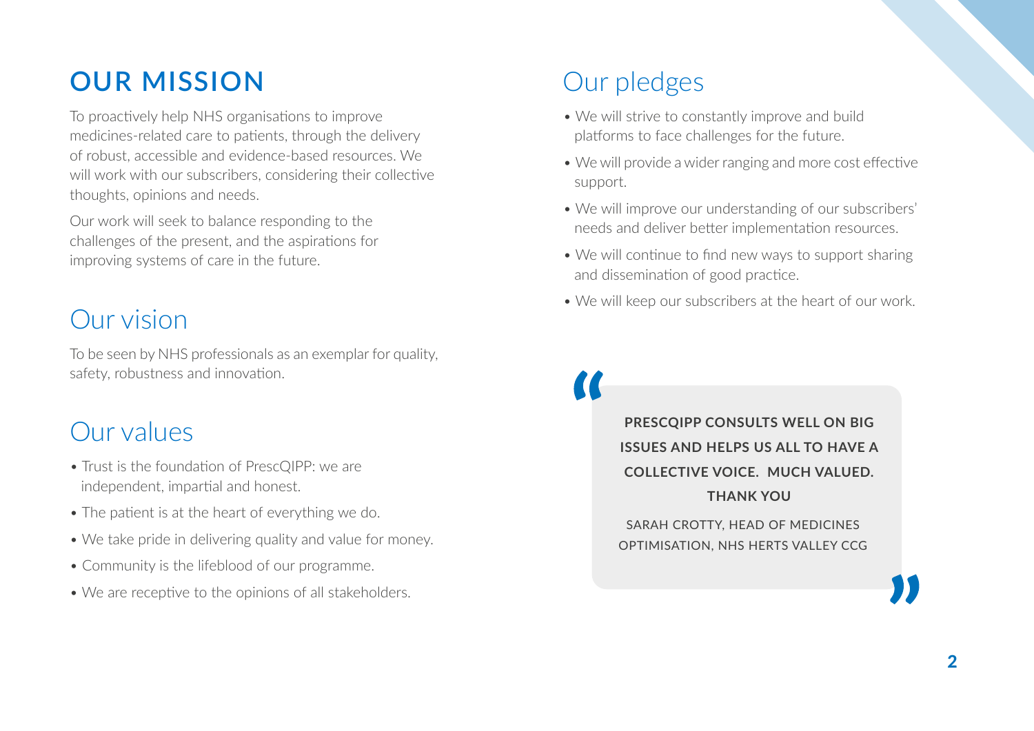## OUR MISSION

To proactively help NHS organisations to improve medicines-related care to patients, through the delivery of robust, accessible and evidence-based resources. We will work with our subscribers, considering their collective thoughts, opinions and needs.

Our work will seek to balance responding to the challenges of the present, and the aspirations for improving systems of care in the future.

## Our vision

To be seen by NHS professionals as an exemplar for quality, safety, robustness and innovation.

## Our values

- Trust is the foundation of PrescQIPP: we are independent, impartial and honest.
- The patient is at the heart of everything we do.
- We take pride in delivering quality and value for money.
- Community is the lifeblood of our programme.
- We are receptive to the opinions of all stakeholders.

## Our pledges

- We will strive to constantly improve and build platforms to face challenges for the future.
- We will provide a wider ranging and more cost effective support.
- We will improve our understanding of our subscribers' needs and deliver better implementation resources.
- We will continue to find new ways to support sharing and dissemination of good practice.
- We will keep our subscribers at the heart of our work.

> **PRESCQIPP CONSULTS WELL ON BIG ISSUES AND HELPS US ALL TO HAVE A COLLECTIVE VOICE. MUCH VALUED. THANK YOU**
>
> SARAH CROTTY, HEAD OF MEDICINES OPTIMISATION, NHS HERTS VALLEY CCG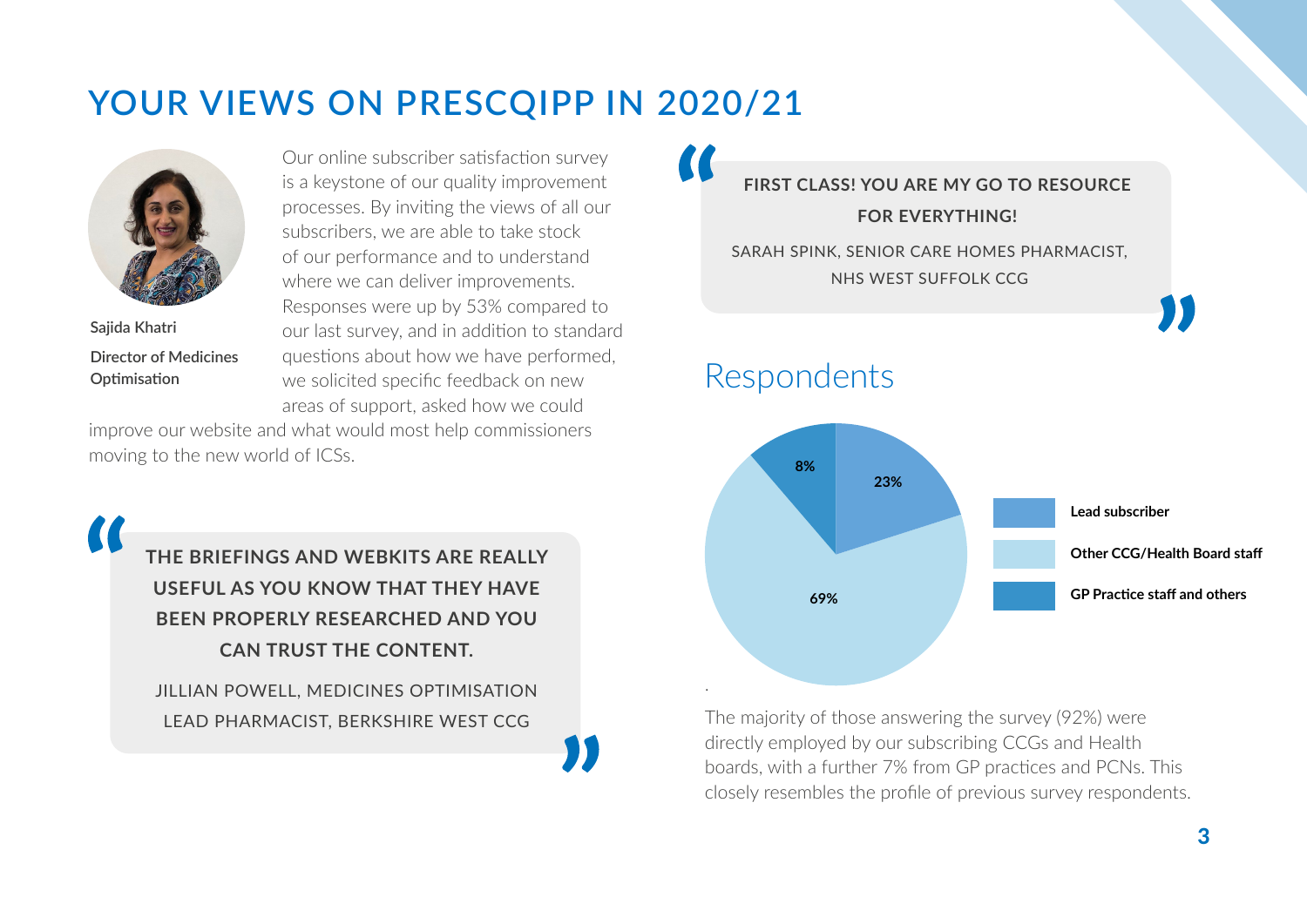# YOUR VIEWS ON PRESCQIPP IN 2020/21

**Sajida Khatri**

**Director of Medicines Optimisation**

Our online subscriber satisfaction survey is a keystone of our quality improvement processes. By inviting the views of all our subscribers, we are able to take stock of our performance and to understand where we can deliver improvements. Responses were up by 53% compared to our last survey, and in addition to standard questions about how we have performed, we solicited specific feedback on new areas of support, asked how we could improve our website and what would most help commissioners moving to the new world of ICSs.

> **THE BRIEFINGS AND WEBKITS ARE REALLY USEFUL AS YOU KNOW THAT THEY HAVE BEEN PROPERLY RESEARCHED AND YOU CAN TRUST THE CONTENT.**
>
> JILLIAN POWELL, MEDICINES OPTIMISATION LEAD PHARMACIST, BERKSHIRE WEST CCG

> **FIRST CLASS! YOU ARE MY GO TO RESOURCE FOR EVERYTHING!**
>
> SARAH SPINK, SENIOR CARE HOMES PHARMACIST, NHS WEST SUFFOLK CCG

## Respondents

| Respondent | Percentage |
|---|---|
| Lead subscriber | 23% |
| Other CCG/Health Board staff | 69% |
| GP Practice staff and others | 8% |

The majority of those answering the survey (92%) were directly employed by our subscribing CCGs and Health boards, with a further 7% from GP practices and PCNs. This closely resembles the profile of previous survey respondents.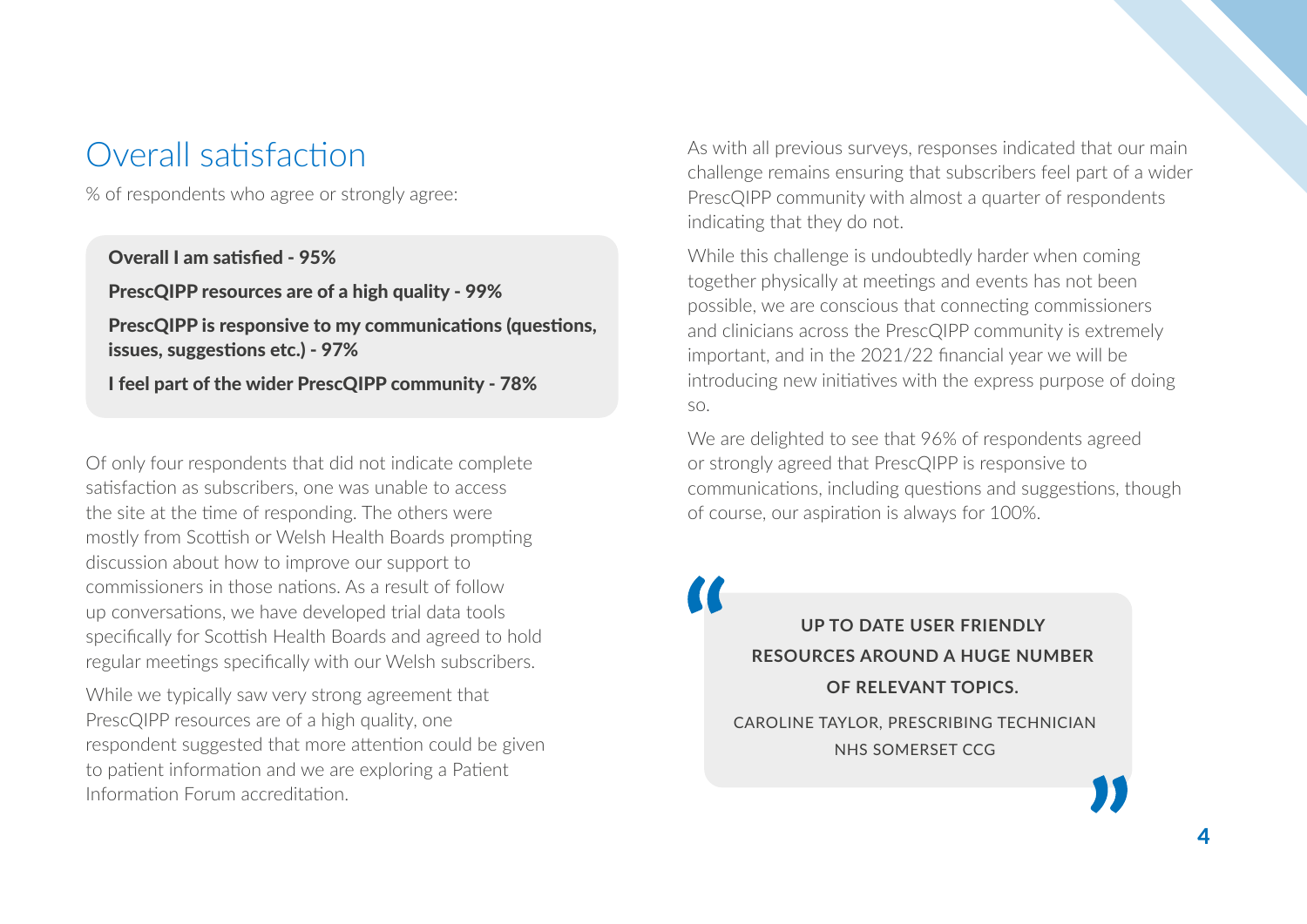## Overall satisfaction

% of respondents who agree or strongly agree:

**Overall I am satisfied - 95%**

**PrescQIPP resources are of a high quality - 99%**

**PrescQIPP is responsive to my communications (questions, issues, suggestions etc.) - 97%**

**I feel part of the wider PrescQIPP community - 78%**

Of only four respondents that did not indicate complete satisfaction as subscribers, one was unable to access the site at the time of responding. The others were mostly from Scottish or Welsh Health Boards prompting discussion about how to improve our support to commissioners in those nations. As a result of follow up conversations, we have developed trial data tools specifically for Scottish Health Boards and agreed to hold regular meetings specifically with our Welsh subscribers.

While we typically saw very strong agreement that PrescQIPP resources are of a high quality, one respondent suggested that more attention could be given to patient information and we are exploring a Patient Information Forum accreditation.

As with all previous surveys, responses indicated that our main challenge remains ensuring that subscribers feel part of a wider PrescQIPP community with almost a quarter of respondents indicating that they do not.

While this challenge is undoubtedly harder when coming together physically at meetings and events has not been possible, we are conscious that connecting commissioners and clinicians across the PrescQIPP community is extremely important, and in the 2021/22 financial year we will be introducing new initiatives with the express purpose of doing so.

We are delighted to see that 96% of respondents agreed or strongly agreed that PrescQIPP is responsive to communications, including questions and suggestions, though of course, our aspiration is always for 100%.

> **"UP TO DATE USER FRIENDLY RESOURCES AROUND A HUGE NUMBER OF RELEVANT TOPICS."**
>
> CAROLINE TAYLOR, PRESCRIBING TECHNICIAN
> NHS SOMERSET CCG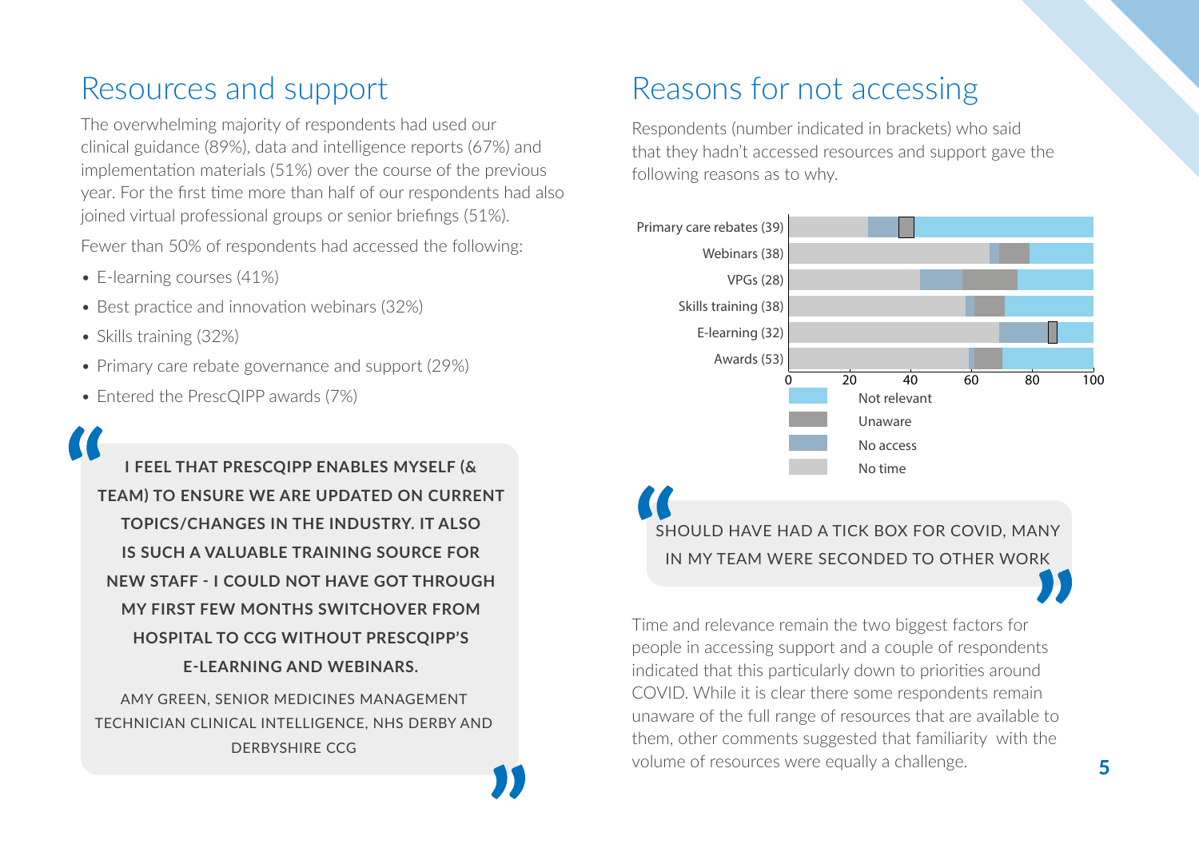## Resources and support

The overwhelming majority of respondents had used our clinical guidance (89%), data and intelligence reports (67%) and implementation materials (51%) over the course of the previous year. For the first time more than half of our respondents had also joined virtual professional groups or senior briefings (51%).

Fewer than 50% of respondents had accessed the following:

- E-learning courses (41%)
- Best practice and innovation webinars (32%)
- Skills training (32%)
- Primary care rebate governance and support (29%)
- Entered the PrescQIPP awards (7%)

> **I FEEL THAT PRESCQIPP ENABLES MYSELF (& TEAM) TO ENSURE WE ARE UPDATED ON CURRENT TOPICS/CHANGES IN THE INDUSTRY. IT ALSO IS SUCH A VALUABLE TRAINING SOURCE FOR NEW STAFF - I COULD NOT HAVE GOT THROUGH MY FIRST FEW MONTHS SWITCHOVER FROM HOSPITAL TO CCG WITHOUT PRESCQIPP'S E-LEARNING AND WEBINARS.**
>
> AMY GREEN, SENIOR MEDICINES MANAGEMENT TECHNICIAN CLINICAL INTELLIGENCE, NHS DERBY AND DERBYSHIRE CCG

## Reasons for not accessing

Respondents (number indicated in brackets) who said that they hadn't accessed resources and support gave the following reasons as to why.

Primary care rebates (39)
Webinars (38)
VPGs (28)
Skills training (38)
E-learning (32)
Awards (53)

0 20 40 60 80 100

Not relevant
Unaware
No access
No time

> SHOULD HAVE HAD A TICK BOX FOR COVID, MANY IN MY TEAM WERE SECONDED TO OTHER WORK

Time and relevance remain the two biggest factors for people in accessing support and a couple of respondents indicated that this particularly down to priorities around COVID. While it is clear there some respondents remain unaware of the full range of resources that are available to them, other comments suggested that familiarity with the volume of resources were equally a challenge.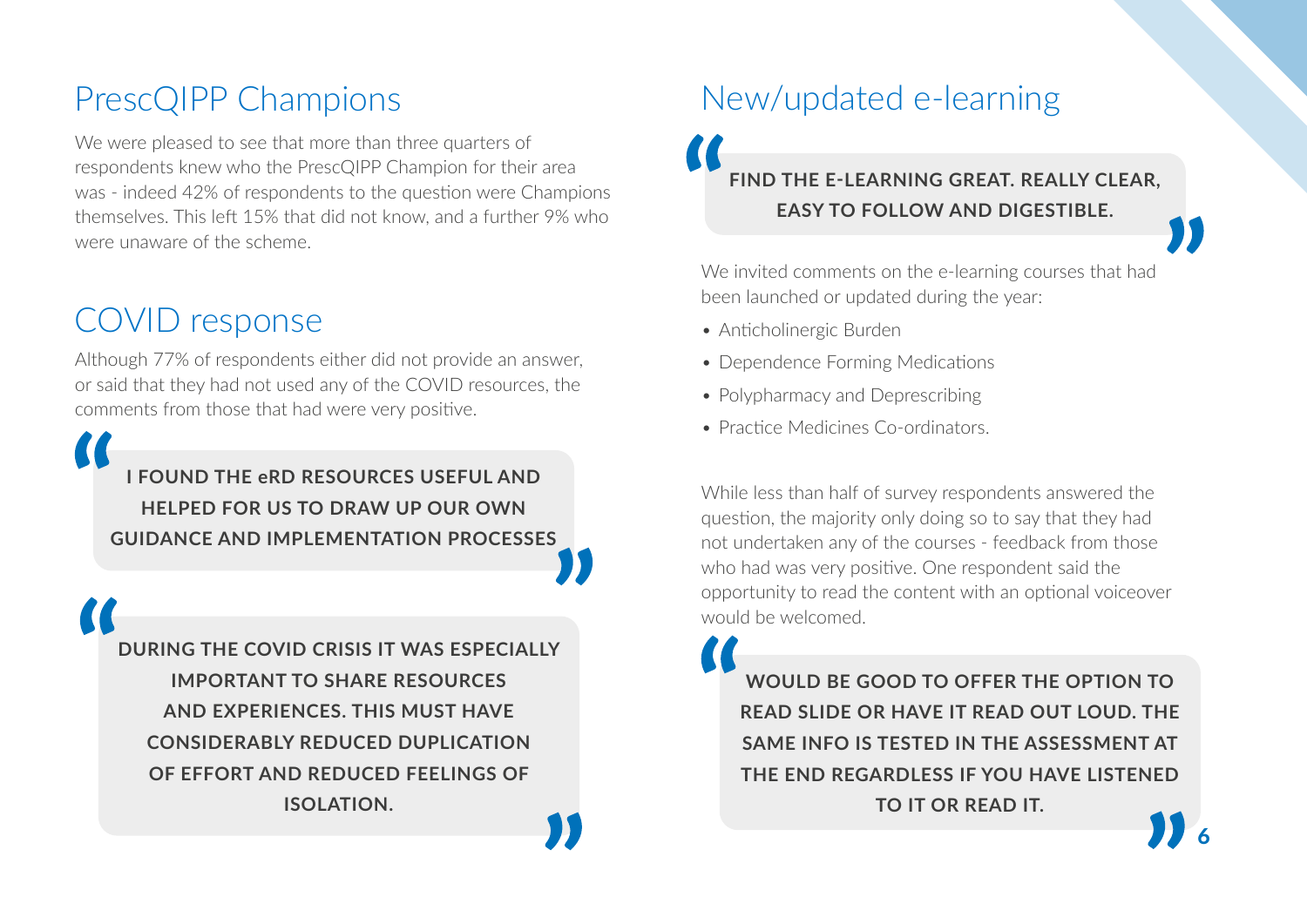## PrescQIPP Champions

We were pleased to see that more than three quarters of respondents knew who the PrescQIPP Champion for their area was - indeed 42% of respondents to the question were Champions themselves. This left 15% that did not know, and a further 9% who were unaware of the scheme.

## COVID response

Although 77% of respondents either did not provide an answer, or said that they had not used any of the COVID resources, the comments from those that had were very positive.

> **I FOUND THE eRD RESOURCES USEFUL AND HELPED FOR US TO DRAW UP OUR OWN GUIDANCE AND IMPLEMENTATION PROCESSES**

> **DURING THE COVID CRISIS IT WAS ESPECIALLY IMPORTANT TO SHARE RESOURCES AND EXPERIENCES. THIS MUST HAVE CONSIDERABLY REDUCED DUPLICATION OF EFFORT AND REDUCED FEELINGS OF ISOLATION.**

## New/updated e-learning

> **FIND THE E-LEARNING GREAT. REALLY CLEAR, EASY TO FOLLOW AND DIGESTIBLE.**

We invited comments on the e-learning courses that had been launched or updated during the year:

- Anticholinergic Burden
- Dependence Forming Medications
- Polypharmacy and Deprescribing
- Practice Medicines Co-ordinators.

While less than half of survey respondents answered the question, the majority only doing so to say that they had not undertaken any of the courses - feedback from those who had was very positive. One respondent said the opportunity to read the content with an optional voiceover would be welcomed.

> **WOULD BE GOOD TO OFFER THE OPTION TO READ SLIDE OR HAVE IT READ OUT LOUD. THE SAME INFO IS TESTED IN THE ASSESSMENT AT THE END REGARDLESS IF YOU HAVE LISTENED TO IT OR READ IT.**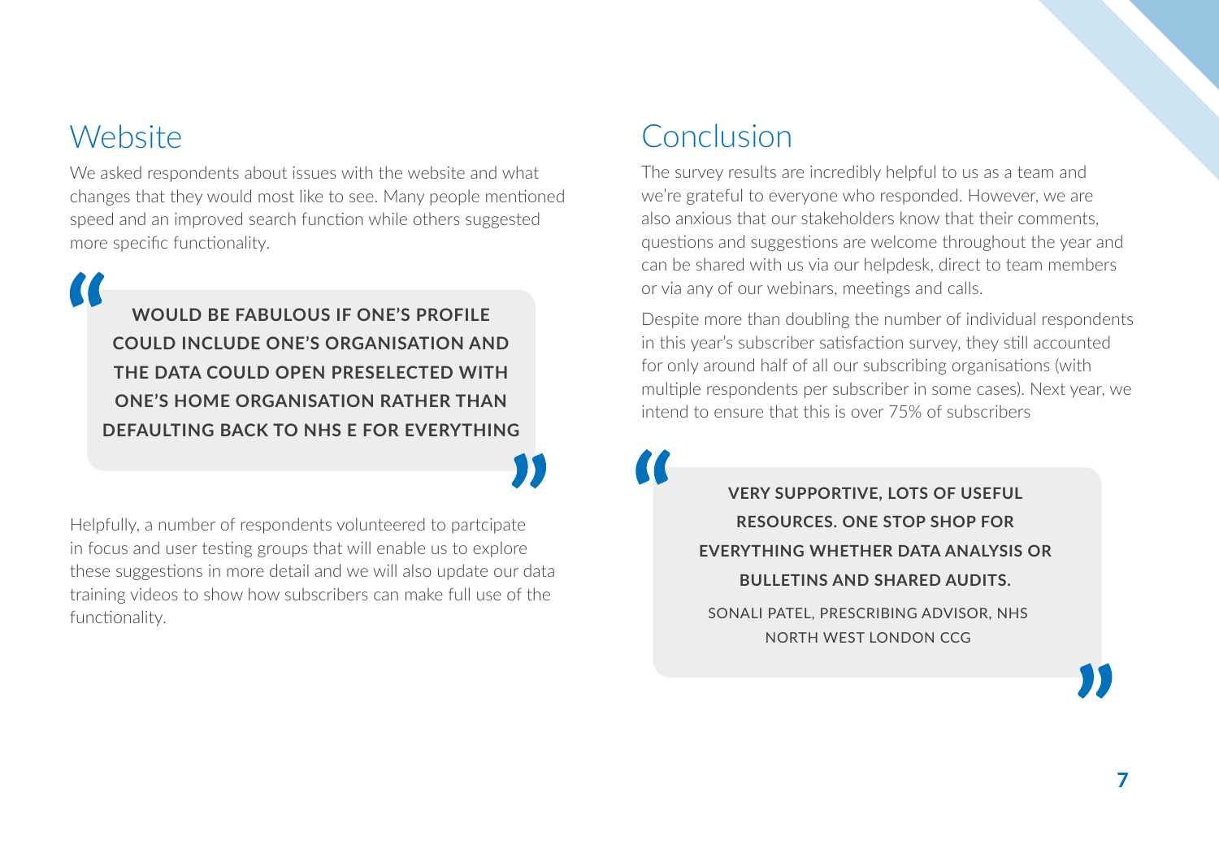## Website

We asked respondents about issues with the website and what changes that they would most like to see. Many people mentioned speed and an improved search function while others suggested more specific functionality.

> **WOULD BE FABULOUS IF ONE'S PROFILE COULD INCLUDE ONE'S ORGANISATION AND THE DATA COULD OPEN PRESELECTED WITH ONE'S HOME ORGANISATION RATHER THAN DEFAULTING BACK TO NHS E FOR EVERYTHING**

Helpfully, a number of respondents volunteered to partcipate in focus and user testing groups that will enable us to explore these suggestions in more detail and we will also update our data training videos to show how subscribers can make full use of the functionality.

## Conclusion

The survey results are incredibly helpful to us as a team and we're grateful to everyone who responded. However, we are also anxious that our stakeholders know that their comments, questions and suggestions are welcome throughout the year and can be shared with us via our helpdesk, direct to team members or via any of our webinars, meetings and calls.

Despite more than doubling the number of individual respondents in this year's subscriber satisfaction survey, they still accounted for only around half of all our subscribing organisations (with multiple respondents per subscriber in some cases). Next year, we intend to ensure that this is over 75% of subscribers

> **VERY SUPPORTIVE, LOTS OF USEFUL RESOURCES. ONE STOP SHOP FOR EVERYTHING WHETHER DATA ANALYSIS OR BULLETINS AND SHARED AUDITS.**
>
> SONALI PATEL, PRESCRIBING ADVISOR, NHS NORTH WEST LONDON CCG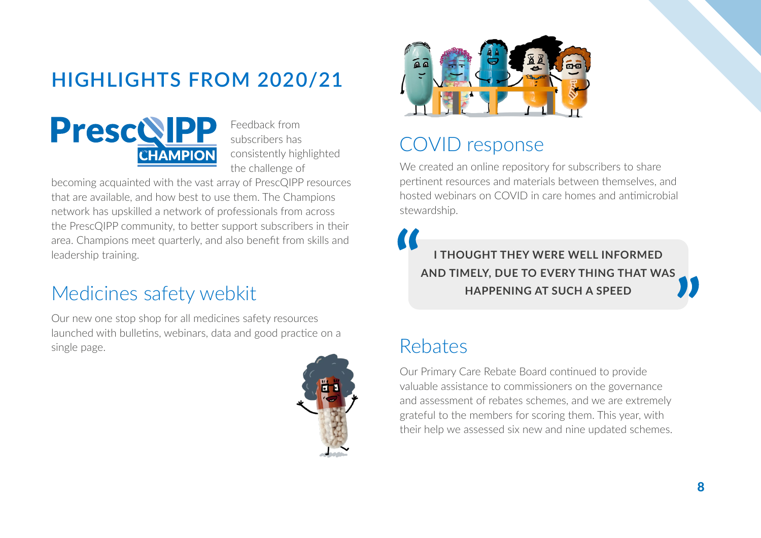# HIGHLIGHTS FROM 2020/21

PrescQIPP CHAMPION

Feedback from subscribers has consistently highlighted the challenge of becoming acquainted with the vast array of PrescQIPP resources that are available, and how best to use them. The Champions network has upskilled a network of professionals from across the PrescQIPP community, to better support subscribers in their area. Champions meet quarterly, and also benefit from skills and leadership training.

## Medicines safety webkit

Our new one stop shop for all medicines safety resources launched with bulletins, webinars, data and good practice on a single page.

## COVID response

We created an online repository for subscribers to share pertinent resources and materials between themselves, and hosted webinars on COVID in care homes and antimicrobial stewardship.

> **"I THOUGHT THEY WERE WELL INFORMED AND TIMELY, DUE TO EVERY THING THAT WAS HAPPENING AT SUCH A SPEED"**

## Rebates

Our Primary Care Rebate Board continued to provide valuable assistance to commissioners on the governance and assessment of rebates schemes, and we are extremely grateful to the members for scoring them. This year, with their help we assessed six new and nine updated schemes.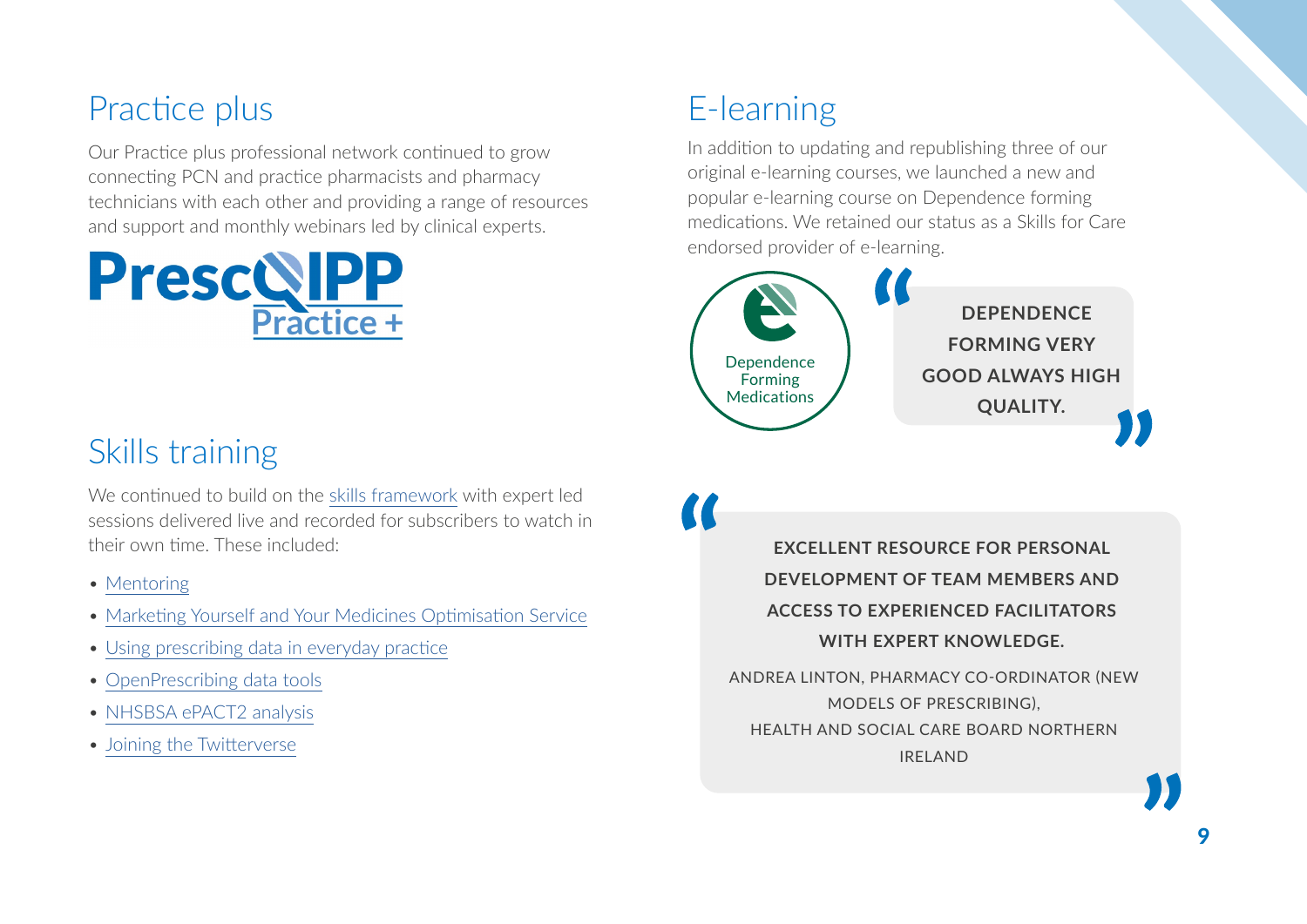## Practice plus

Our Practice plus professional network continued to grow connecting PCN and practice pharmacists and pharmacy technicians with each other and providing a range of resources and support and monthly webinars led by clinical experts.

PrescQIPP Practice +

## Skills training

We continued to build on the skills framework with expert led sessions delivered live and recorded for subscribers to watch in their own time. These included:

- Mentoring
- Marketing Yourself and Your Medicines Optimisation Service
- Using prescribing data in everyday practice
- OpenPrescribing data tools
- NHSBSA ePACT2 analysis
- Joining the Twitterverse

## E-learning

In addition to updating and republishing three of our original e-learning courses, we launched a new and popular e-learning course on Dependence forming medications. We retained our status as a Skills for Care endorsed provider of e-learning.

Dependence Forming Medications

> **DEPENDENCE FORMING VERY GOOD ALWAYS HIGH QUALITY.**

> **EXCELLENT RESOURCE FOR PERSONAL DEVELOPMENT OF TEAM MEMBERS AND ACCESS TO EXPERIENCED FACILITATORS WITH EXPERT KNOWLEDGE.**
>
> ANDREA LINTON, PHARMACY CO-ORDINATOR (NEW MODELS OF PRESCRIBING), HEALTH AND SOCIAL CARE BOARD NORTHERN IRELAND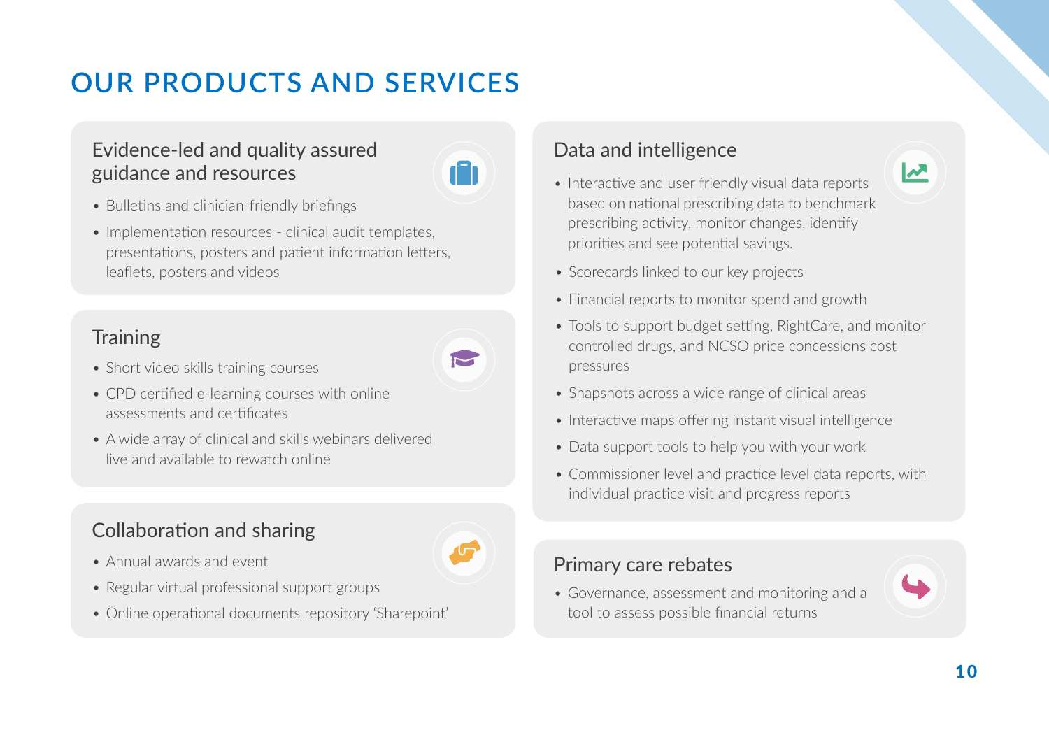# OUR PRODUCTS AND SERVICES

## Evidence-led and quality assured guidance and resources

- Bulletins and clinician-friendly briefings
- Implementation resources - clinical audit templates, presentations, posters and patient information letters, leaflets, posters and videos

## Training

- Short video skills training courses
- CPD certified e-learning courses with online assessments and certificates
- A wide array of clinical and skills webinars delivered live and available to rewatch online

## Collaboration and sharing

- Annual awards and event
- Regular virtual professional support groups
- Online operational documents repository 'Sharepoint'

## Data and intelligence

- Interactive and user friendly visual data reports based on national prescribing data to benchmark prescribing activity, monitor changes, identify priorities and see potential savings.
- Scorecards linked to our key projects
- Financial reports to monitor spend and growth
- Tools to support budget setting, RightCare, and monitor controlled drugs, and NCSO price concessions cost pressures
- Snapshots across a wide range of clinical areas
- Interactive maps offering instant visual intelligence
- Data support tools to help you with your work
- Commissioner level and practice level data reports, with individual practice visit and progress reports

## Primary care rebates

- Governance, assessment and monitoring and a tool to assess possible financial returns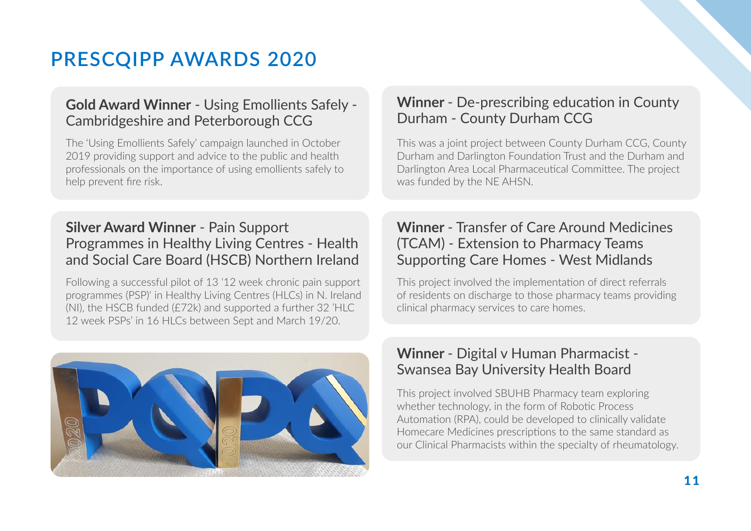# PRESCQIPP AWARDS 2020

### **Gold Award Winner** - Using Emollients Safely - Cambridgeshire and Peterborough CCG

The 'Using Emollients Safely' campaign launched in October 2019 providing support and advice to the public and health professionals on the importance of using emollients safely to help prevent fire risk.

### **Silver Award Winner** - Pain Support Programmes in Healthy Living Centres - Health and Social Care Board (HSCB) Northern Ireland

Following a successful pilot of 13 '12 week chronic pain support programmes (PSP)' in Healthy Living Centres (HLCs) in N. Ireland (NI), the HSCB funded (£72k) and supported a further 32 'HLC 12 week PSPs' in 16 HLCs between Sept and March 19/20.

### **Winner** - De-prescribing education in County Durham - County Durham CCG

This was a joint project between County Durham CCG, County Durham and Darlington Foundation Trust and the Durham and Darlington Area Local Pharmaceutical Committee. The project was funded by the NE AHSN.

### **Winner** - Transfer of Care Around Medicines (TCAM) - Extension to Pharmacy Teams Supporting Care Homes - West Midlands

This project involved the implementation of direct referrals of residents on discharge to those pharmacy teams providing clinical pharmacy services to care homes.

### **Winner** - Digital v Human Pharmacist - Swansea Bay University Health Board

This project involved SBUHB Pharmacy team exploring whether technology, in the form of Robotic Process Automation (RPA), could be developed to clinically validate Homecare Medicines prescriptions to the same standard as our Clinical Pharmacists within the specialty of rheumatology.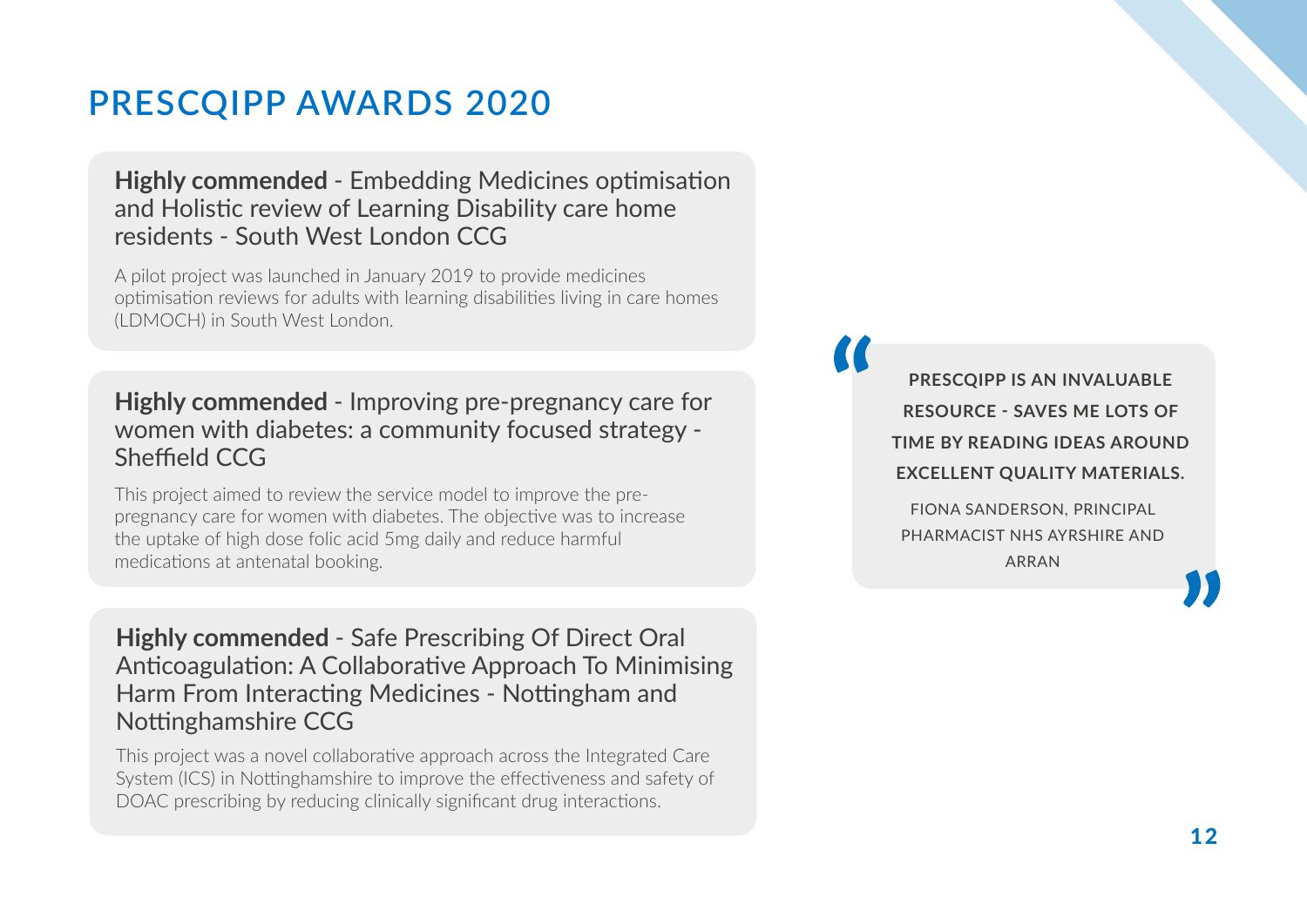# PRESCQIPP AWARDS 2020

**Highly commended** - Embedding Medicines optimisation and Holistic review of Learning Disability care home residents - South West London CCG

A pilot project was launched in January 2019 to provide medicines optimisation reviews for adults with learning disabilities living in care homes (LDMOCH) in South West London.

**Highly commended** - Improving pre-pregnancy care for women with diabetes: a community focused strategy - Sheffield CCG

This project aimed to review the service model to improve the pre-pregnancy care for women with diabetes. The objective was to increase the uptake of high dose folic acid 5mg daily and reduce harmful medications at antenatal booking.

**Highly commended** - Safe Prescribing Of Direct Oral Anticoagulation: A Collaborative Approach To Minimising Harm From Interacting Medicines - Nottingham and Nottinghamshire CCG

This project was a novel collaborative approach across the Integrated Care System (ICS) in Nottinghamshire to improve the effectiveness and safety of DOAC prescribing by reducing clinically significant drug interactions.

> **PRESCQIPP IS AN INVALUABLE RESOURCE - SAVES ME LOTS OF TIME BY READING IDEAS AROUND EXCELLENT QUALITY MATERIALS.**
>
> FIONA SANDERSON, PRINCIPAL PHARMACIST NHS AYRSHIRE AND ARRAN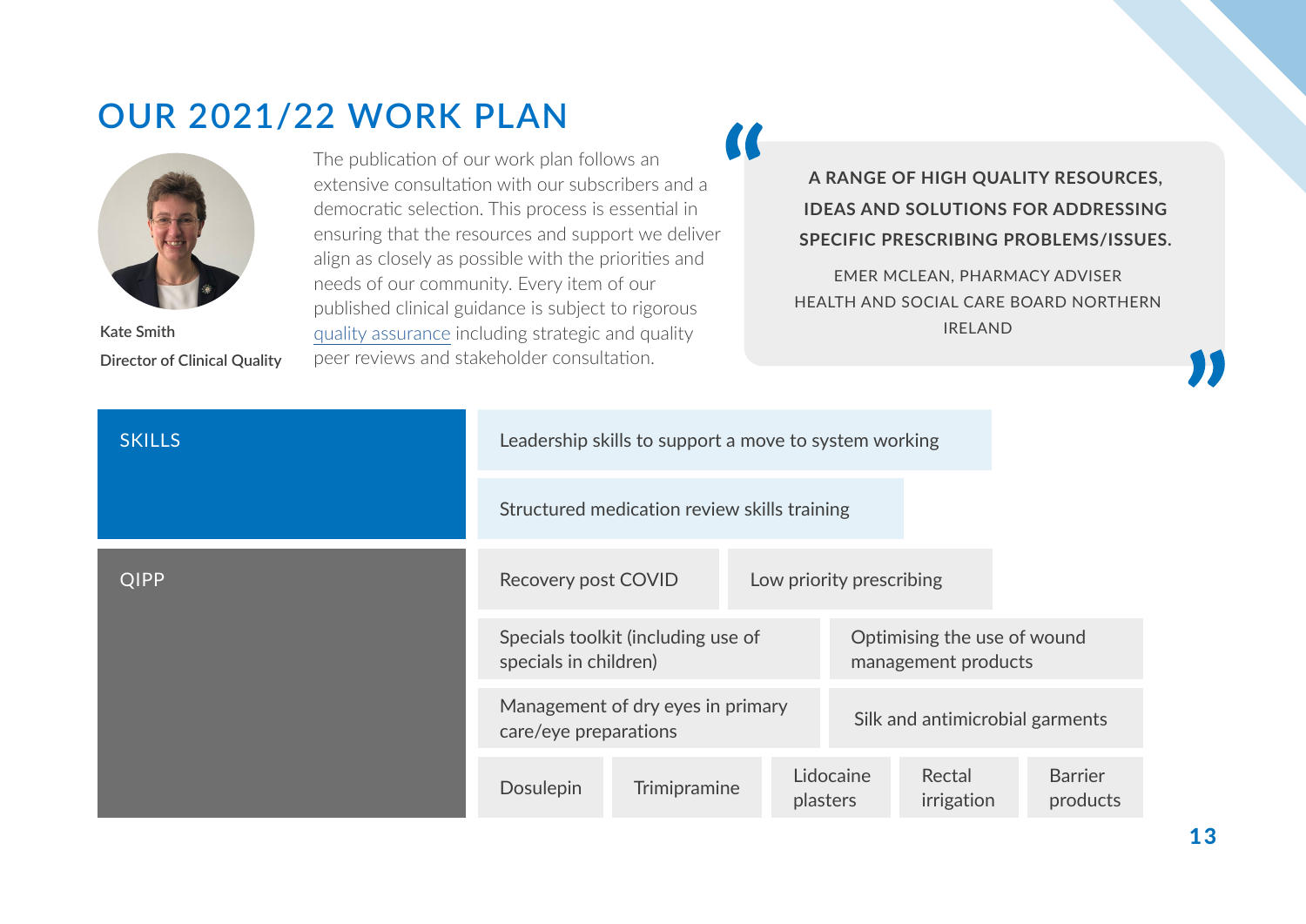# OUR 2021/22 WORK PLAN

Kate Smith
Director of Clinical Quality

The publication of our work plan follows an extensive consultation with our subscribers and a democratic selection. This process is essential in ensuring that the resources and support we deliver align as closely as possible with the priorities and needs of our community. Every item of our published clinical guidance is subject to rigorous quality assurance including strategic and quality peer reviews and stakeholder consultation.

> **A RANGE OF HIGH QUALITY RESOURCES, IDEAS AND SOLUTIONS FOR ADDRESSING SPECIFIC PRESCRIBING PROBLEMS/ISSUES.**
>
> EMER MCLEAN, PHARMACY ADVISER HEALTH AND SOCIAL CARE BOARD NORTHERN IRELAND

**SKILLS**

- Leadership skills to support a move to system working
- Structured medication review skills training

**QIPP**

- Recovery post COVID
- Low priority prescribing
- Specials toolkit (including use of specials in children)
- Optimising the use of wound management products
- Management of dry eyes in primary care/eye preparations
- Silk and antimicrobial garments
- Dosulepin
- Trimipramine
- Lidocaine plasters
- Rectal irrigation
- Barrier products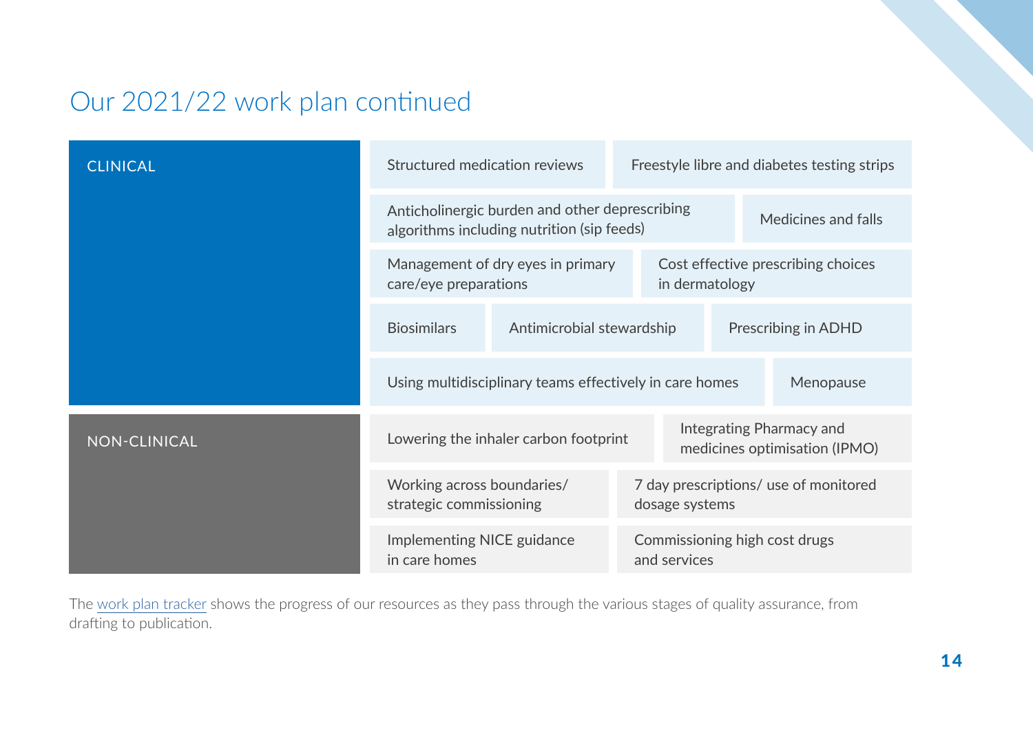# Our 2021/22 work plan continued

## CLINICAL

- Structured medication reviews
- Freestyle libre and diabetes testing strips
- Anticholinergic burden and other deprescribing algorithms including nutrition (sip feeds)
- Medicines and falls
- Management of dry eyes in primary care/eye preparations
- Cost effective prescribing choices in dermatology
- Biosimilars
- Antimicrobial stewardship
- Prescribing in ADHD
- Using multidisciplinary teams effectively in care homes
- Menopause

## NON-CLINICAL

- Lowering the inhaler carbon footprint
- Integrating Pharmacy and medicines optimisation (IPMO)
- Working across boundaries/ strategic commissioning
- 7 day prescriptions/ use of monitored dosage systems
- Implementing NICE guidance in care homes
- Commissioning high cost drugs and services

The work plan tracker shows the progress of our resources as they pass through the various stages of quality assurance, from drafting to publication.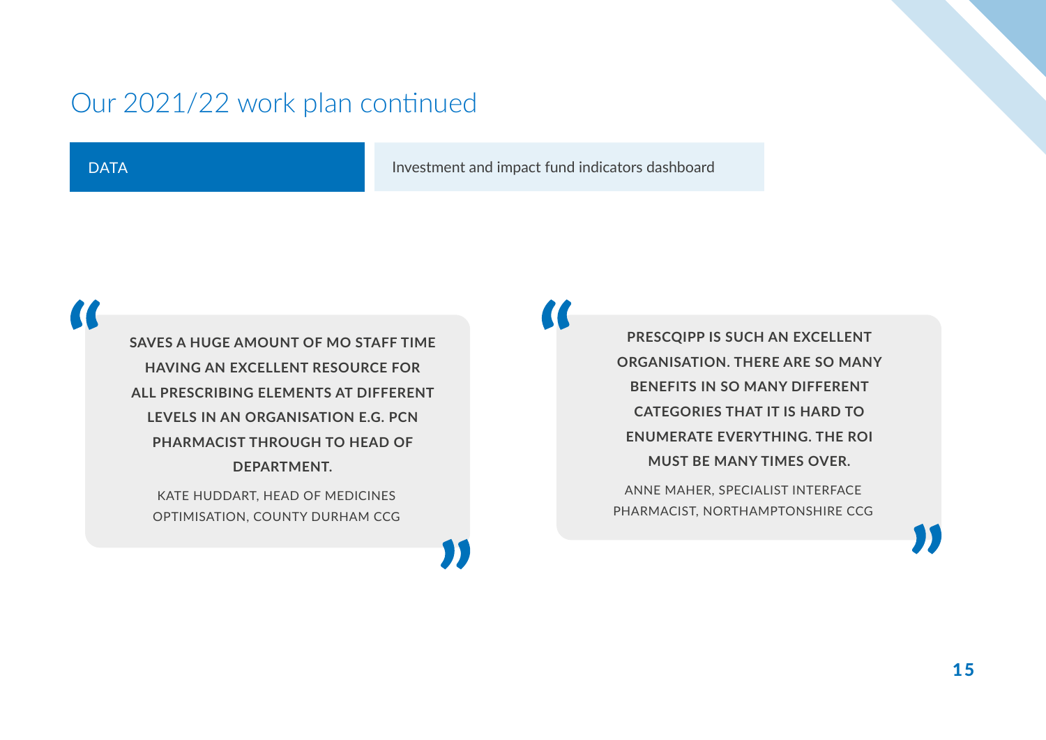# Our 2021/22 work plan continued

| DATA | Investment and impact fund indicators dashboard |
| --- | --- |

> **SAVES A HUGE AMOUNT OF MO STAFF TIME HAVING AN EXCELLENT RESOURCE FOR ALL PRESCRIBING ELEMENTS AT DIFFERENT LEVELS IN AN ORGANISATION E.G. PCN PHARMACIST THROUGH TO HEAD OF DEPARTMENT.**
>
> KATE HUDDART, HEAD OF MEDICINES OPTIMISATION, COUNTY DURHAM CCG

> **PRESCQIPP IS SUCH AN EXCELLENT ORGANISATION. THERE ARE SO MANY BENEFITS IN SO MANY DIFFERENT CATEGORIES THAT IT IS HARD TO ENUMERATE EVERYTHING. THE ROI MUST BE MANY TIMES OVER.**
>
> ANNE MAHER, SPECIALIST INTERFACE PHARMACIST, NORTHAMPTONSHIRE CCG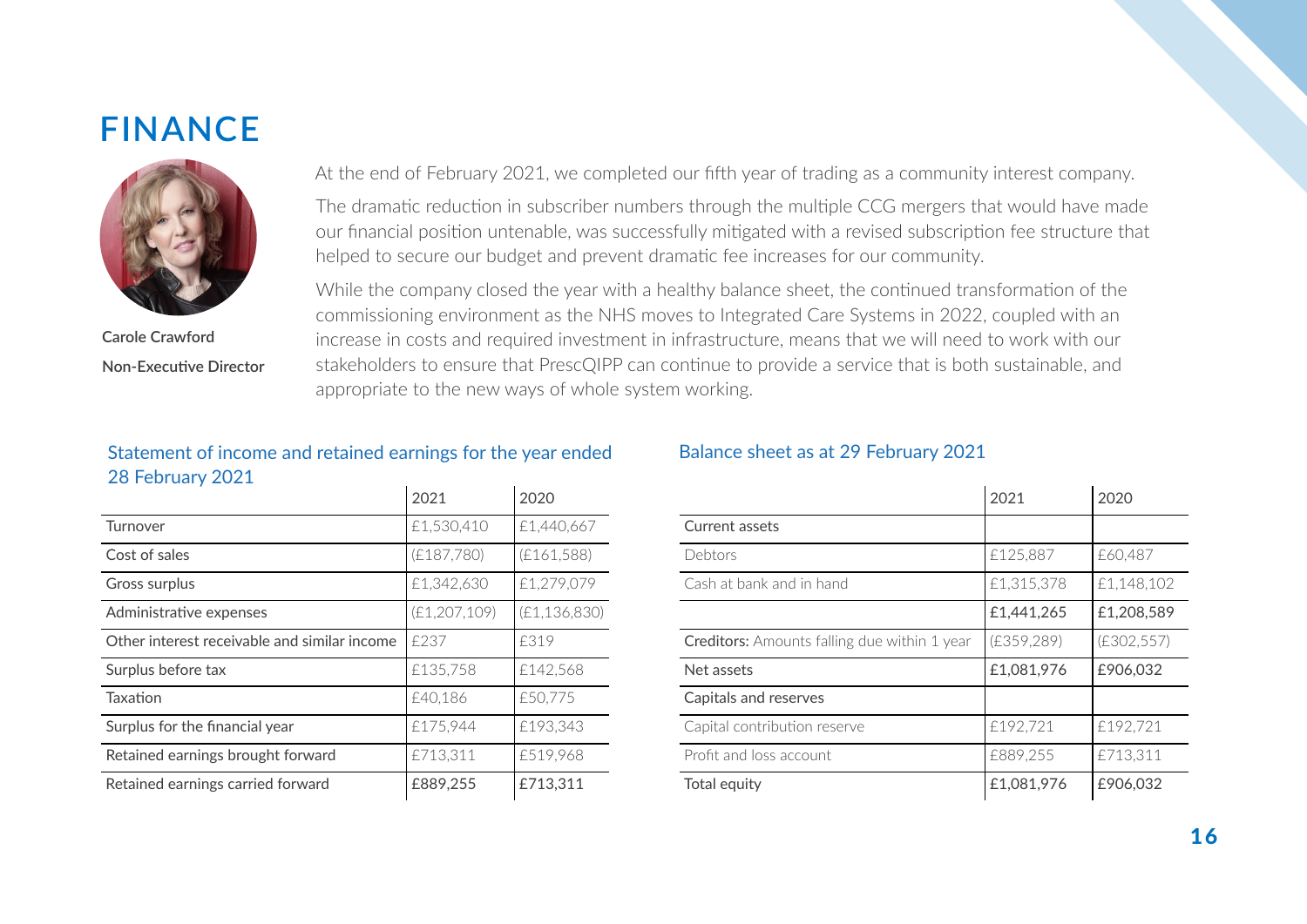# FINANCE

Carole Crawford

Non-Executive Director

At the end of February 2021, we completed our fifth year of trading as a community interest company.

The dramatic reduction in subscriber numbers through the multiple CCG mergers that would have made our financial position untenable, was successfully mitigated with a revised subscription fee structure that helped to secure our budget and prevent dramatic fee increases for our community.

While the company closed the year with a healthy balance sheet, the continued transformation of the commissioning environment as the NHS moves to Integrated Care Systems in 2022, coupled with an increase in costs and required investment in infrastructure, means that we will need to work with our stakeholders to ensure that PrescQIPP can continue to provide a service that is both sustainable, and appropriate to the new ways of whole system working.

## Statement of income and retained earnings for the year ended 28 February 2021

| | 2021 | 2020 |
|---|---|---|
| Turnover | £1,530,410 | £1,440,667 |
| Cost of sales | (£187,780) | (£161,588) |
| Gross surplus | £1,342,630 | £1,279,079 |
| Administrative expenses | (£1,207,109) | (£1,136,830) |
| Other interest receivable and similar income | £237 | £319 |
| Surplus before tax | £135,758 | £142,568 |
| Taxation | £40,186 | £50,775 |
| Surplus for the financial year | £175,944 | £193,343 |
| Retained earnings brought forward | £713,311 | £519,968 |
| Retained earnings carried forward | **£889,255** | **£713,311** |

## Balance sheet as at 29 February 2021

| | 2021 | 2020 |
|---|---|---|
| Current assets | | |
| Debtors | £125,887 | £60,487 |
| Cash at bank and in hand | £1,315,378 | £1,148,102 |
| | **£1,441,265** | **£1,208,589** |
| **Creditors:** Amounts falling due within 1 year | (£359,289) | (£302,557) |
| Net assets | **£1,081,976** | **£906,032** |
| Capitals and reserves | | |
| Capital contribution reserve | £192,721 | £192,721 |
| Profit and loss account | £889,255 | £713,311 |
| Total equity | **£1,081,976** | **£906,032** |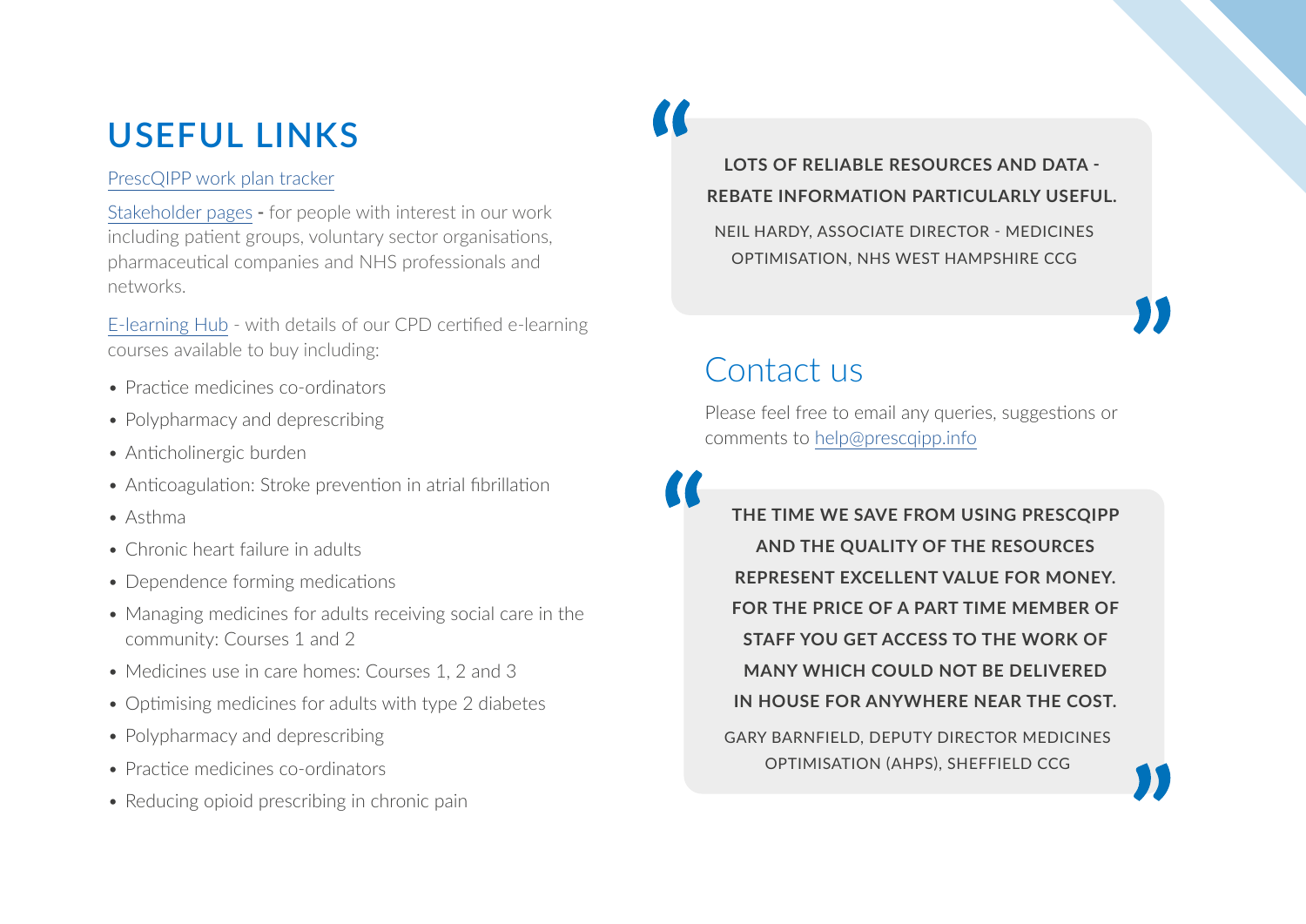# USEFUL LINKS

PrescQIPP work plan tracker

Stakeholder pages - for people with interest in our work including patient groups, voluntary sector organisations, pharmaceutical companies and NHS professionals and networks.

E-learning Hub - with details of our CPD certified e-learning courses available to buy including:

- Practice medicines co-ordinators
- Polypharmacy and deprescribing
- Anticholinergic burden
- Anticoagulation: Stroke prevention in atrial fibrillation
- Asthma
- Chronic heart failure in adults
- Dependence forming medications
- Managing medicines for adults receiving social care in the community: Courses 1 and 2
- Medicines use in care homes: Courses 1, 2 and 3
- Optimising medicines for adults with type 2 diabetes
- Polypharmacy and deprescribing
- Practice medicines co-ordinators
- Reducing opioid prescribing in chronic pain

> **LOTS OF RELIABLE RESOURCES AND DATA - REBATE INFORMATION PARTICULARLY USEFUL.**
>
> NEIL HARDY, ASSOCIATE DIRECTOR - MEDICINES OPTIMISATION, NHS WEST HAMPSHIRE CCG

## Contact us

Please feel free to email any queries, suggestions or comments to help@prescqipp.info

> **THE TIME WE SAVE FROM USING PRESCQIPP AND THE QUALITY OF THE RESOURCES REPRESENT EXCELLENT VALUE FOR MONEY. FOR THE PRICE OF A PART TIME MEMBER OF STAFF YOU GET ACCESS TO THE WORK OF MANY WHICH COULD NOT BE DELIVERED IN HOUSE FOR ANYWHERE NEAR THE COST.**
>
> GARY BARNFIELD, DEPUTY DIRECTOR MEDICINES OPTIMISATION (AHPS), SHEFFIELD CCG